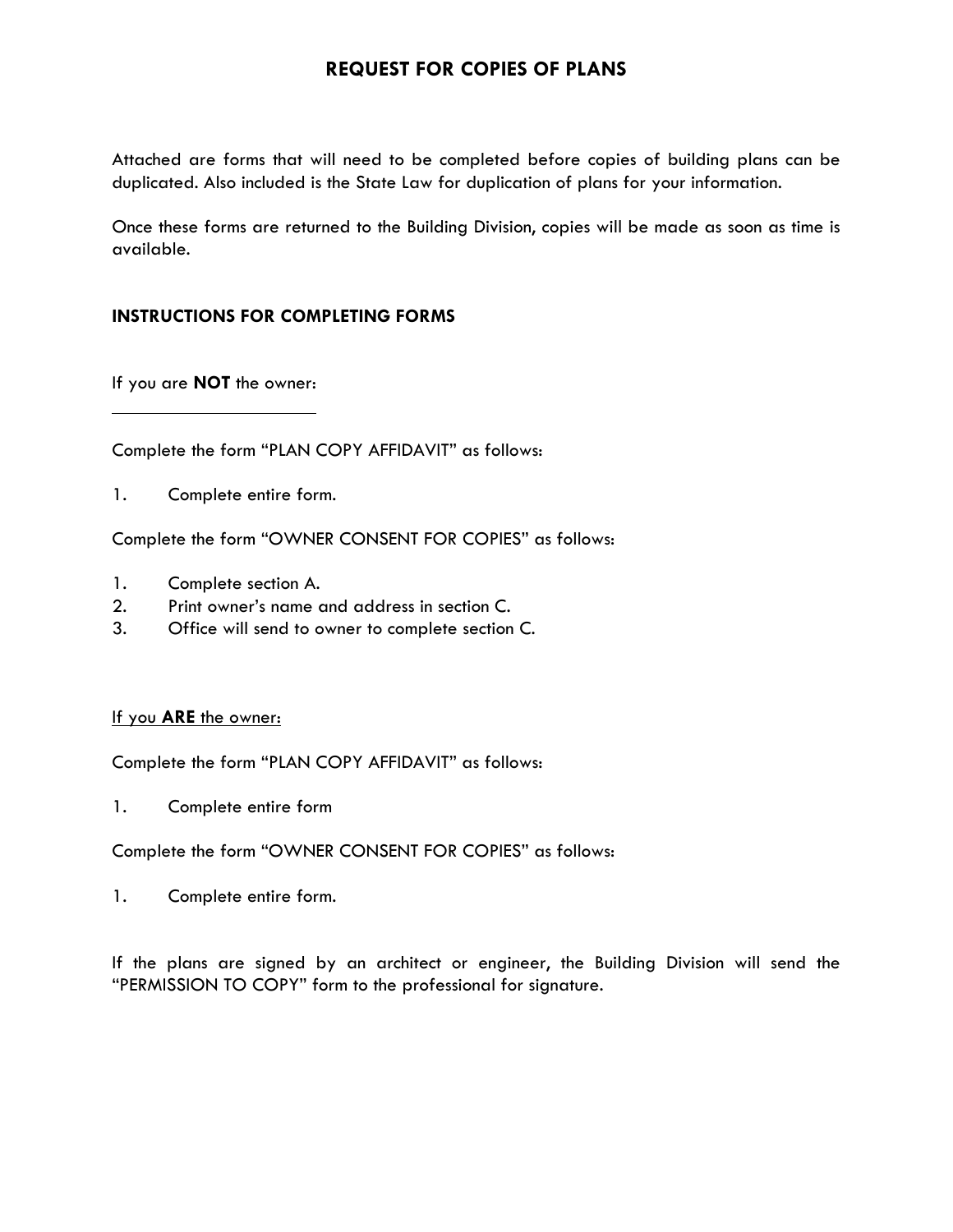# REQUEST FOR COPIES OF PLANS

Attached are forms that will need to be completed before copies of building plans can be duplicated. Also included is the State Law for duplication of plans for your information.

Once these forms are returned to the Building Division, copies will be made as soon as time is available.

## INSTRUCTIONS FOR COMPLETING FORMS

If you are **NOT** the owner:

Complete the form "PLAN COPY AFFIDAVIT" as follows:

1. Complete entire form.

Complete the form "OWNER CONSENT FOR COPIES" as follows:

1. Complete section A.
2. Print owner's name and address in section C.
3. Office will send to owner to complete section C.

If you **ARE** the owner:

Complete the form "PLAN COPY AFFIDAVIT" as follows:

1. Complete entire form

Complete the form "OWNER CONSENT FOR COPIES" as follows:

1. Complete entire form.

If the plans are signed by an architect or engineer, the Building Division will send the "PERMISSION TO COPY" form to the professional for signature.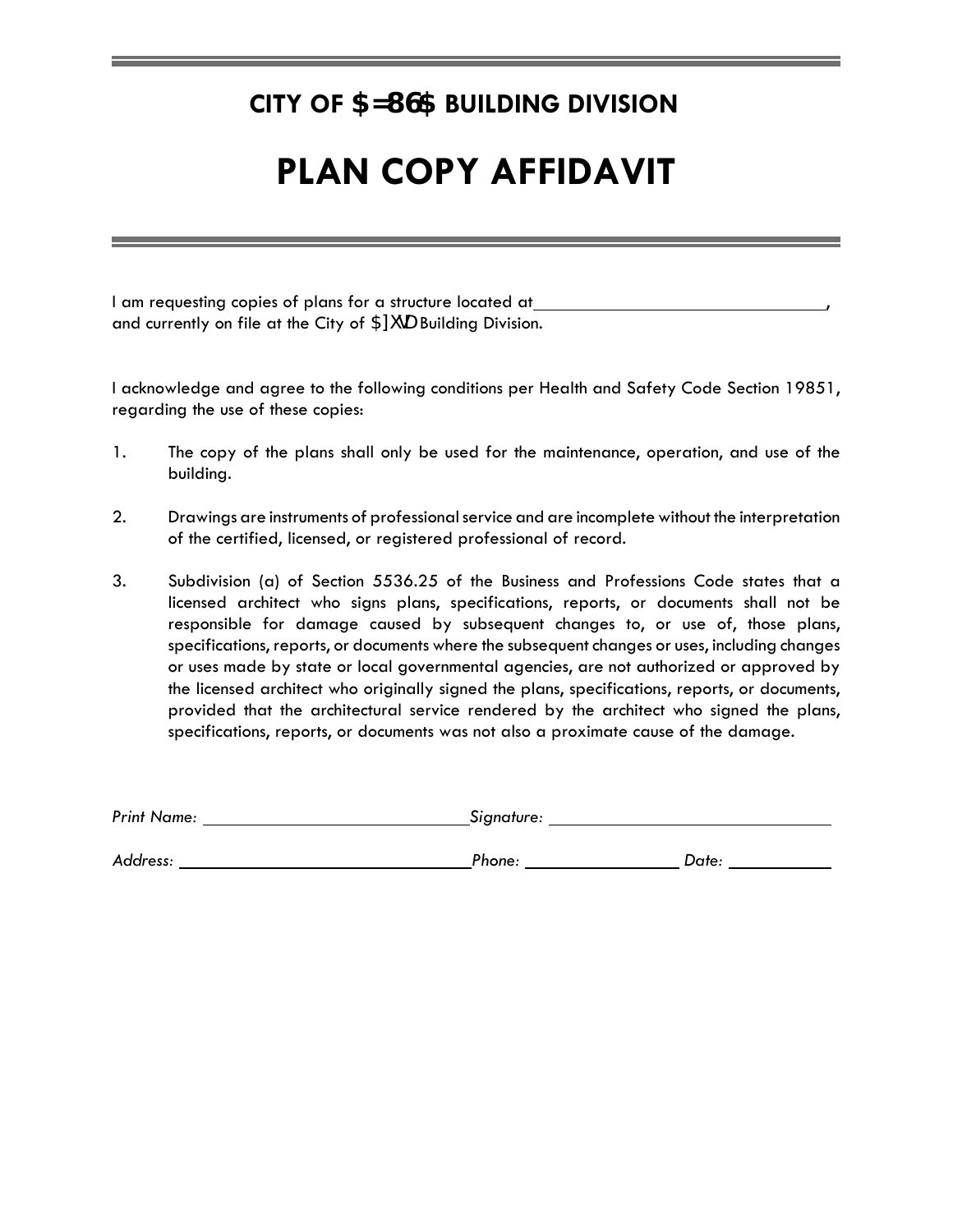## CITY OF $=86$ BUILDING DIVISION

# PLAN COPY AFFIDAVIT

I am requesting copies of plans for a structure located at \_\_\_\_\_\_\_\_\_\_\_\_\_\_\_\_\_\_\_\_\_\_\_\_\_\_\_\_\_\_\_\_, and currently on file at the City of $]XVD Building Division.

I acknowledge and agree to the following conditions per Health and Safety Code Section 19851, regarding the use of these copies:

1. The copy of the plans shall only be used for the maintenance, operation, and use of the building.

2. Drawings are instruments of professional service and are incomplete without the interpretation of the certified, licensed, or registered professional of record.

3. Subdivision (a) of Section 5536.25 of the Business and Professions Code states that a licensed architect who signs plans, specifications, reports, or documents shall not be responsible for damage caused by subsequent changes to, or use of, those plans, specifications, reports, or documents where the subsequent changes or uses, including changes or uses made by state or local governmental agencies, are not authorized or approved by the licensed architect who originally signed the plans, specifications, reports, or documents, provided that the architectural service rendered by the architect who signed the plans, specifications, reports, or documents was not also a proximate cause of the damage.

*Print Name:* \_\_\_\_\_\_\_\_\_\_\_\_\_\_\_\_\_\_\_\_\_\_\_\_\_\_\_\_ *Signature:* \_\_\_\_\_\_\_\_\_\_\_\_\_\_\_\_\_\_\_\_\_\_\_\_\_\_\_\_

*Address:* \_\_\_\_\_\_\_\_\_\_\_\_\_\_\_\_\_\_\_\_\_\_\_\_\_\_\_\_\_\_\_\_ *Phone:* \_\_\_\_\_\_\_\_\_\_\_\_\_\_\_\_ *Date:* \_\_\_\_\_\_\_\_\_\_\_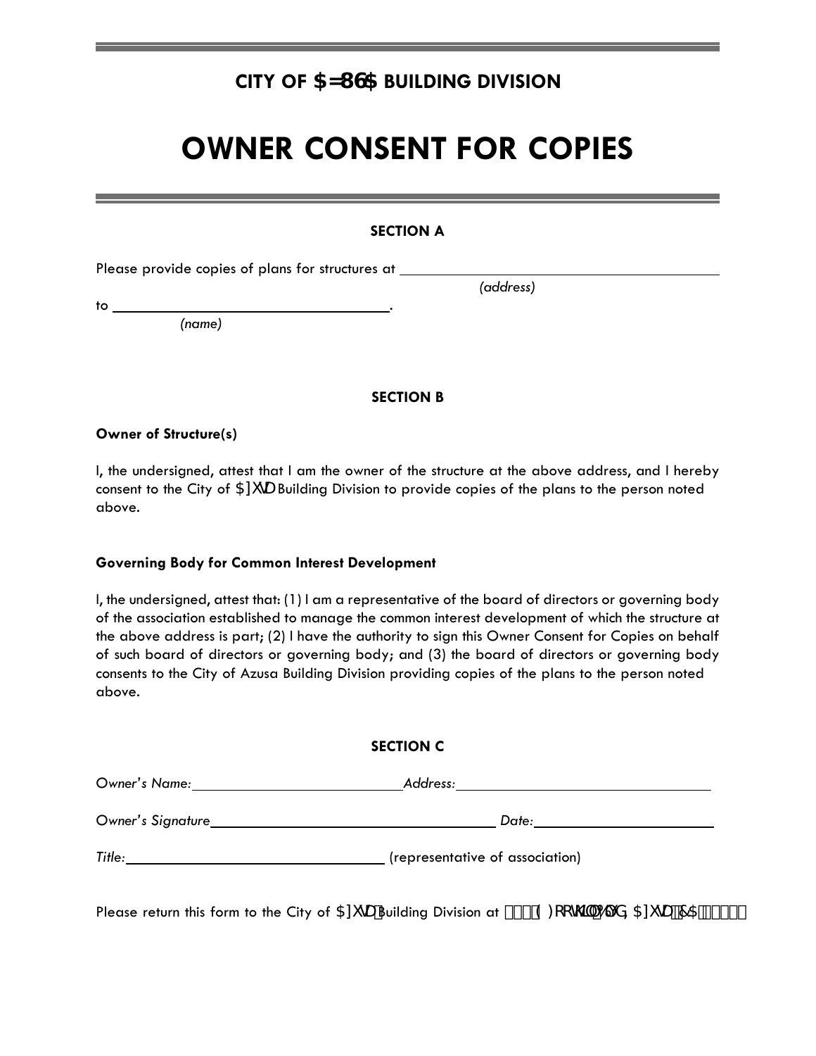**CITY OF AZUSA BUILDING DIVISION**

# OWNER CONSENT FOR COPIES

### SECTION A

Please provide copies of plans for structures at ______________________________________
*(address)*

to ______________________________.
*(name)*

### SECTION B

**Owner of Structure(s)**

I, the undersigned, attest that I am the owner of the structure at the above address, and I hereby consent to the City of Azusa Building Division to provide copies of the plans to the person noted above.

**Governing Body for Common Interest Development**

I, the undersigned, attest that: (1) I am a representative of the board of directors or governing body of the association established to manage the common interest development of which the structure at the above address is part; (2) I have the authority to sign this Owner Consent for Copies on behalf of such board of directors or governing body; and (3) the board of directors or governing body consents to the City of Azusa Building Division providing copies of the plans to the person noted above.

### SECTION C

*Owner's Name:* ______________________________ *Address:* ______________________________

*Owner's Signature* ______________________________ *Date:* ____________________

*Title:* ______________________________ (representative of association)

Please return this form to the City of Azusa Building Division at 213 E. Foothill Blvd, Azusa, CA 91702.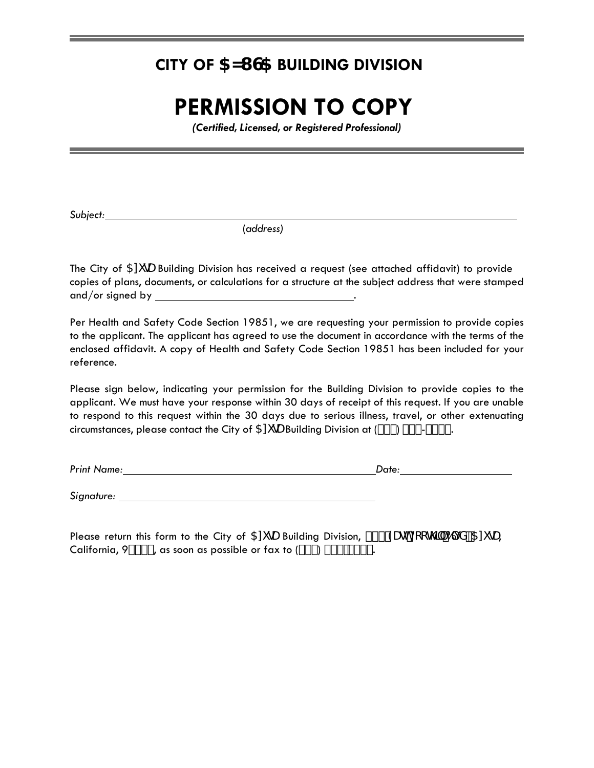# CITY OF $=86$ BUILDING DIVISION

# PERMISSION TO COPY

***(Certified, Licensed, or Registered Professional)***

*Subject:* ______________________________________________________________________________

(*address)*

The City of $]XVD Building Division has received a request (see attached affidavit) to provide copies of plans, documents, or calculations for a structure at the subject address that were stamped and/or signed by ___________________________________.

Per Health and Safety Code Section 19851, we are requesting your permission to provide copies to the applicant. The applicant has agreed to use the document in accordance with the terms of the enclosed affidavit. A copy of Health and Safety Code Section 19851 has been included for your reference.

Please sign below, indicating your permission for the Building Division to provide copies to the applicant. We must have your response within 30 days of receipt of this request. If you are unable to respond to this request within the 30 days due to serious illness, travel, or other extenuating circumstances, please contact the City of $]XVD Building Division at (□□□) □□□-□□□□.

*Print Name:* ______________________________________________ *Date:* ____________________

*Signature:* ______________________________________________

Please return this form to the City of $]XVD Building Division, □□□□(DVW)RRWKLOO%OYG□$]XVD, California, 9□□□□, as soon as possible or fax to (□□□) □□□□□□□.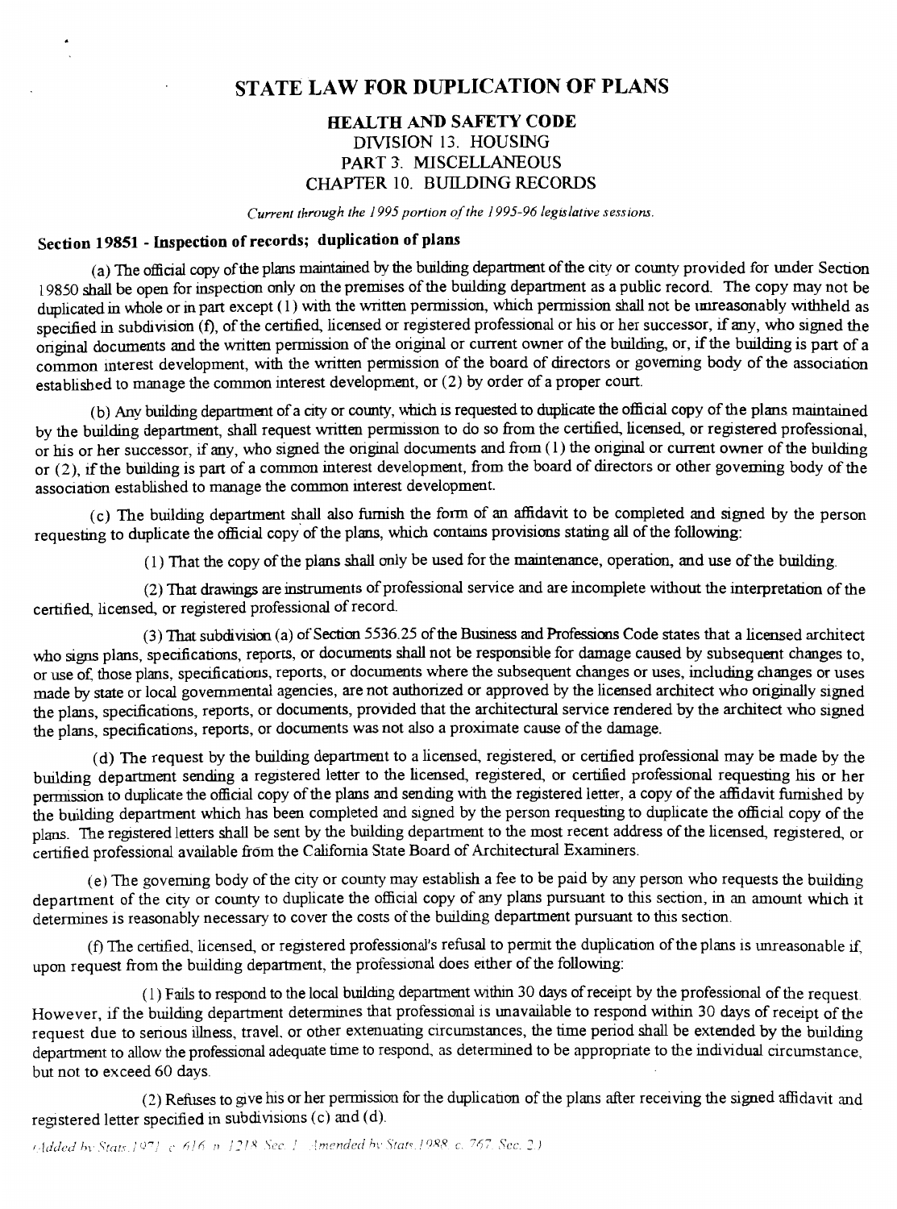# STATE LAW FOR DUPLICATION OF PLANS

## HEALTH AND SAFETY CODE
### DIVISION 13. HOUSING
### PART 3. MISCELLANEOUS
### CHAPTER 10. BUILDING RECORDS

*Current through the 1995 portion of the 1995-96 legislative sessions.*

### Section 19851 - Inspection of records; duplication of plans

(a) The official copy of the plans maintained by the building department of the city or county provided for under Section 19850 shall be open for inspection only on the premises of the building department as a public record. The copy may not be duplicated in whole or in part except (1) with the written permission, which permission shall not be unreasonably withheld as specified in subdivision (f), of the certified, licensed or registered professional or his or her successor, if any, who signed the original documents and the written permission of the original or current owner of the building, or, if the building is part of a common interest development, with the written permission of the board of directors or governing body of the association established to manage the common interest development, or (2) by order of a proper court.

(b) Any building department of a city or county, which is requested to duplicate the official copy of the plans maintained by the building department, shall request written permission to do so from the certified, licensed, or registered professional, or his or her successor, if any, who signed the original documents and from (1) the original or current owner of the building or (2), if the building is part of a common interest development, from the board of directors or other governing body of the association established to manage the common interest development.

(c) The building department shall also furnish the form of an affidavit to be completed and signed by the person requesting to duplicate the official copy of the plans, which contains provisions stating all of the following:

(1) That the copy of the plans shall only be used for the maintenance, operation, and use of the building.

(2) That drawings are instruments of professional service and are incomplete without the interpretation of the certified, licensed, or registered professional of record.

(3) That subdivision (a) of Section 5536.25 of the Business and Professions Code states that a licensed architect who signs plans, specifications, reports, or documents shall not be responsible for damage caused by subsequent changes to, or use of, those plans, specifications, reports, or documents where the subsequent changes or uses, including changes or uses made by state or local governmental agencies, are not authorized or approved by the licensed architect who originally signed the plans, specifications, reports, or documents, provided that the architectural service rendered by the architect who signed the plans, specifications, reports, or documents was not also a proximate cause of the damage.

(d) The request by the building department to a licensed, registered, or certified professional may be made by the building department sending a registered letter to the licensed, registered, or certified professional requesting his or her permission to duplicate the official copy of the plans and sending with the registered letter, a copy of the affidavit furnished by the building department which has been completed and signed by the person requesting to duplicate the official copy of the plans. The registered letters shall be sent by the building department to the most recent address of the licensed, registered, or certified professional available from the California State Board of Architectural Examiners.

(e) The governing body of the city or county may establish a fee to be paid by any person who requests the building department of the city or county to duplicate the official copy of any plans pursuant to this section, in an amount which it determines is reasonably necessary to cover the costs of the building department pursuant to this section.

(f) The certified, licensed, or registered professional's refusal to permit the duplication of the plans is unreasonable if, upon request from the building department, the professional does either of the following:

(1) Fails to respond to the local building department within 30 days of receipt by the professional of the request. However, if the building department determines that professional is unavailable to respond within 30 days of receipt of the request due to serious illness, travel, or other extenuating circumstances, the time period shall be extended by the building department to allow the professional adequate time to respond, as determined to be appropriate to the individual circumstance, but not to exceed 60 days.

(2) Refuses to give his or her permission for the duplication of the plans after receiving the signed affidavit and registered letter specified in subdivisions (c) and (d).

*(Added by Stats.1971 c. 616 p. 1218 Sec. 1. Amended by Stats.1988 c. 767 Sec. 2.)*